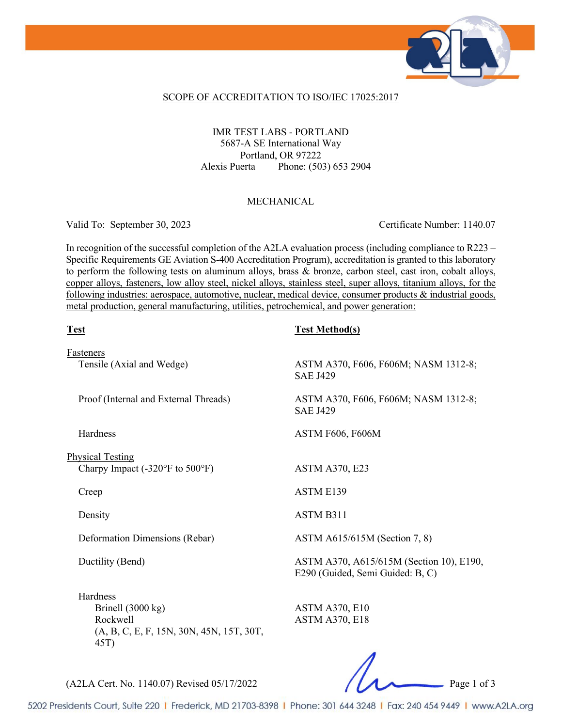## SCOPE OF ACCREDITATION TO ISO/IEC 17025:2017

IMR TEST LABS - PORTLAND
5687-A SE International Way
Portland, OR 97222
Alexis Puerta Phone: (503) 653 2904

### MECHANICAL

Valid To: September 30, 2023 Certificate Number: 1140.07

In recognition of the successful completion of the A2LA evaluation process (including compliance to R223 – Specific Requirements GE Aviation S-400 Accreditation Program), accreditation is granted to this laboratory to perform the following tests on aluminum alloys, brass & bronze, carbon steel, cast iron, cobalt alloys, copper alloys, fasteners, low alloy steel, nickel alloys, stainless steel, super alloys, titanium alloys, for the following industries: aerospace, automotive, nuclear, medical device, consumer products & industrial goods, metal production, general manufacturing, utilities, petrochemical, and power generation:

| **Test** | **Test Method(s)** |
|---|---|
| Fasteners | |
| Tensile (Axial and Wedge) | ASTM A370, F606, F606M; NASM 1312-8; SAE J429 |
| Proof (Internal and External Threads) | ASTM A370, F606, F606M; NASM 1312-8; SAE J429 |
| Hardness | ASTM F606, F606M |
| Physical Testing | |
| Charpy Impact (-320°F to 500°F) | ASTM A370, E23 |
| Creep | ASTM E139 |
| Density | ASTM B311 |
| Deformation Dimensions (Rebar) | ASTM A615/615M (Section 7, 8) |
| Ductility (Bend) | ASTM A370, A615/615M (Section 10), E190, E290 (Guided, Semi Guided: B, C) |
| Hardness | |
| Brinell (3000 kg) | ASTM A370, E10 |
| Rockwell (A, B, C, E, F, 15N, 30N, 45N, 15T, 30T, 45T) | ASTM A370, E18 |

(A2LA Cert. No. 1140.07) Revised 05/17/2022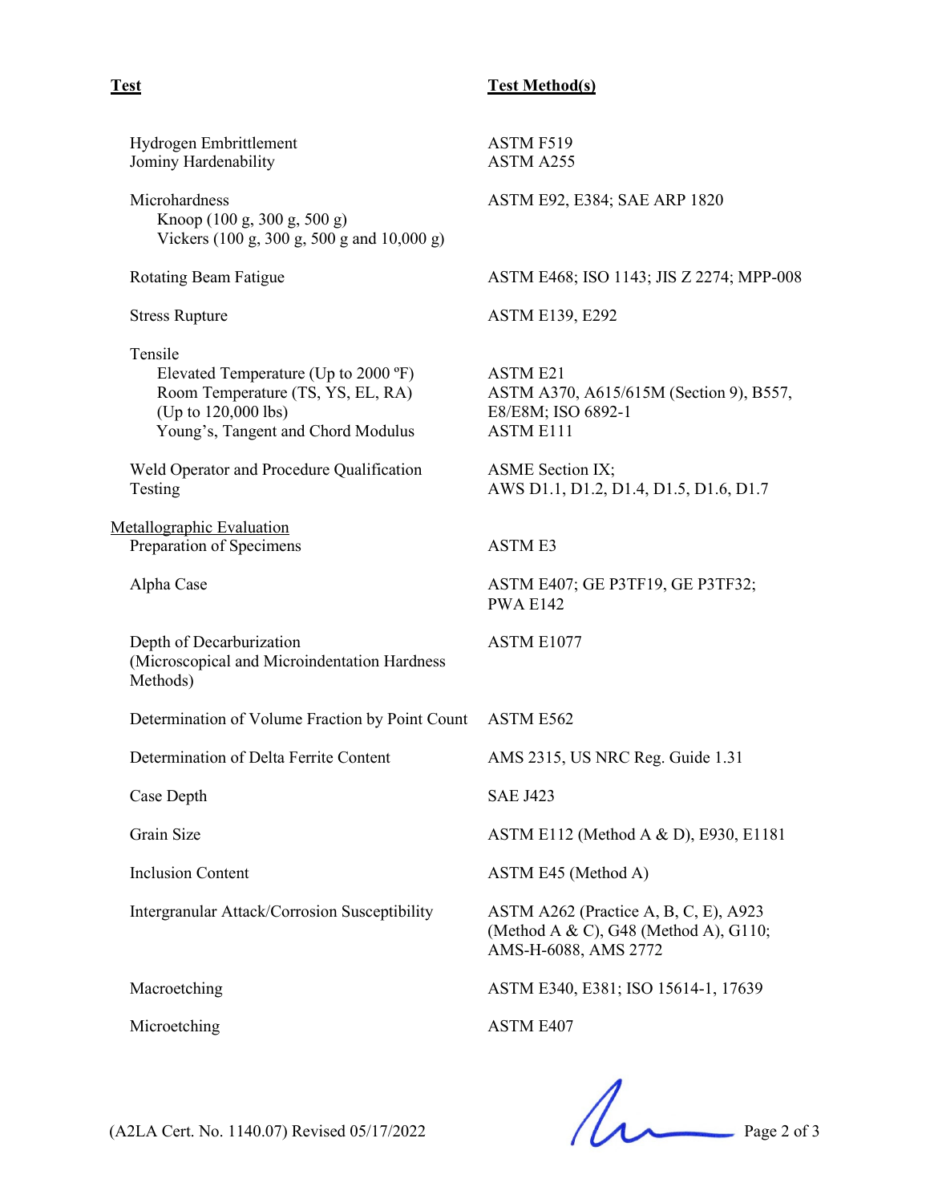| Test | Test Method(s) |
| --- | --- |
| Hydrogen Embrittlement | ASTM F519 |
| Jominy Hardenability | ASTM A255 |
| Microhardness<br>Knoop (100 g, 300 g, 500 g)<br>Vickers (100 g, 300 g, 500 g and 10,000 g) | ASTM E92, E384; SAE ARP 1820 |
| Rotating Beam Fatigue | ASTM E468; ISO 1143; JIS Z 2274; MPP-008 |
| Stress Rupture | ASTM E139, E292 |
| Tensile | |
| Elevated Temperature (Up to 2000 ºF) | ASTM E21 |
| Room Temperature (TS, YS, EL, RA) (Up to 120,000 lbs) | ASTM A370, A615/615M (Section 9), B557, E8/E8M; ISO 6892-1 |
| Young's, Tangent and Chord Modulus | ASTM E111 |
| Weld Operator and Procedure Qualification Testing | ASME Section IX; AWS D1.1, D1.2, D1.4, D1.5, D1.6, D1.7 |
| Metallographic Evaluation | |
| Preparation of Specimens | ASTM E3 |
| Alpha Case | ASTM E407; GE P3TF19, GE P3TF32; PWA E142 |
| Depth of Decarburization (Microscopical and Microindentation Hardness Methods) | ASTM E1077 |
| Determination of Volume Fraction by Point Count | ASTM E562 |
| Determination of Delta Ferrite Content | AMS 2315, US NRC Reg. Guide 1.31 |
| Case Depth | SAE J423 |
| Grain Size | ASTM E112 (Method A & D), E930, E1181 |
| Inclusion Content | ASTM E45 (Method A) |
| Intergranular Attack/Corrosion Susceptibility | ASTM A262 (Practice A, B, C, E), A923 (Method A & C), G48 (Method A), G110; AMS-H-6088, AMS 2772 |
| Macroetching | ASTM E340, E381; ISO 15614-1, 17639 |
| Microetching | ASTM E407 |

(A2LA Cert. No. 1140.07) Revised 05/17/2022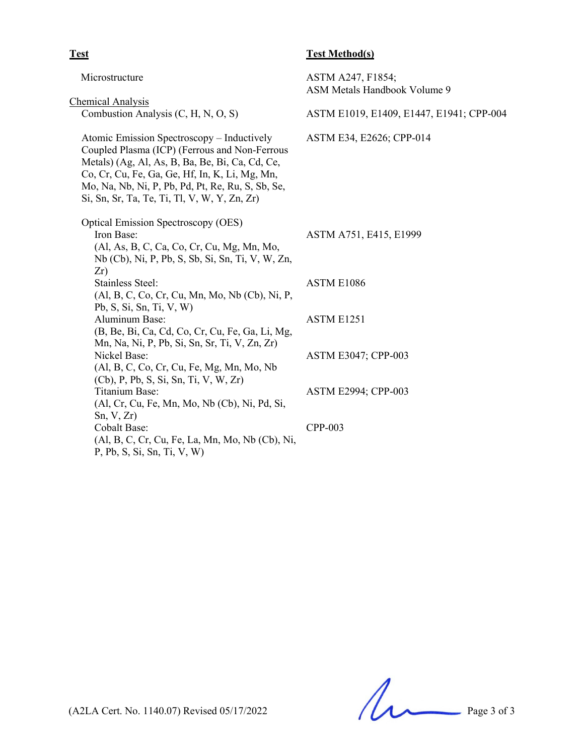| Test | Test Method(s) |
|---|---|
| Microstructure | ASTM A247, F1854; ASM Metals Handbook Volume 9 |
| Chemical Analysis | |
| Combustion Analysis (C, H, N, O, S) | ASTM E1019, E1409, E1447, E1941; CPP-004 |
| Atomic Emission Spectroscopy – Inductively Coupled Plasma (ICP) (Ferrous and Non-Ferrous Metals) (Ag, Al, As, B, Ba, Be, Bi, Ca, Cd, Ce, Co, Cr, Cu, Fe, Ga, Ge, Hf, In, K, Li, Mg, Mn, Mo, Na, Nb, Ni, P, Pb, Pd, Pt, Re, Ru, S, Sb, Se, Si, Sn, Sr, Ta, Te, Ti, Tl, V, W, Y, Zn, Zr) | ASTM E34, E2626; CPP-014 |
| Optical Emission Spectroscopy (OES) | |
| Iron Base: (Al, As, B, C, Ca, Co, Cr, Cu, Mg, Mn, Mo, Nb (Cb), Ni, P, Pb, S, Sb, Si, Sn, Ti, V, W, Zn, Zr) | ASTM A751, E415, E1999 |
| Stainless Steel: (Al, B, C, Co, Cr, Cu, Mn, Mo, Nb (Cb), Ni, P, Pb, S, Si, Sn, Ti, V, W) | ASTM E1086 |
| Aluminum Base: (B, Be, Bi, Ca, Cd, Co, Cr, Cu, Fe, Ga, Li, Mg, Mn, Na, Ni, P, Pb, Si, Sn, Sr, Ti, V, Zn, Zr) | ASTM E1251 |
| Nickel Base: (Al, B, C, Co, Cr, Cu, Fe, Mg, Mn, Mo, Nb (Cb), P, Pb, S, Si, Sn, Ti, V, W, Zr) | ASTM E3047; CPP-003 |
| Titanium Base: (Al, Cr, Cu, Fe, Mn, Mo, Nb (Cb), Ni, Pd, Si, Sn, V, Zr) | ASTM E2994; CPP-003 |
| Cobalt Base: (Al, B, C, Cr, Cu, Fe, La, Mn, Mo, Nb (Cb), Ni, P, Pb, S, Si, Sn, Ti, V, W) | CPP-003 |

(A2LA Cert. No. 1140.07) Revised 05/17/2022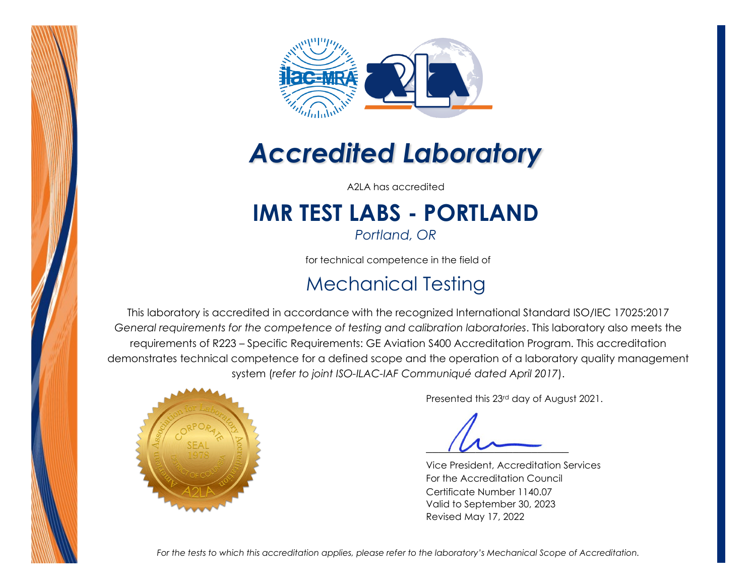# *Accredited Laboratory*

A2LA has accredited

## IMR TEST LABS - PORTLAND

*Portland, OR*

for technical competence in the field of

## Mechanical Testing

This laboratory is accredited in accordance with the recognized International Standard ISO/IEC 17025:2017 *General requirements for the competence of testing and calibration laboratories*. This laboratory also meets the requirements of R223 – Specific Requirements: GE Aviation S400 Accreditation Program. This accreditation demonstrates technical competence for a defined scope and the operation of a laboratory quality management system (*refer to joint ISO-ILAC-IAF Communiqué dated April 2017*).

Presented this 23rd day of August 2021.

Vice President, Accreditation Services
For the Accreditation Council
Certificate Number 1140.07
Valid to September 30, 2023
Revised May 17, 2022

*For the tests to which this accreditation applies, please refer to the laboratory's Mechanical Scope of Accreditation.*